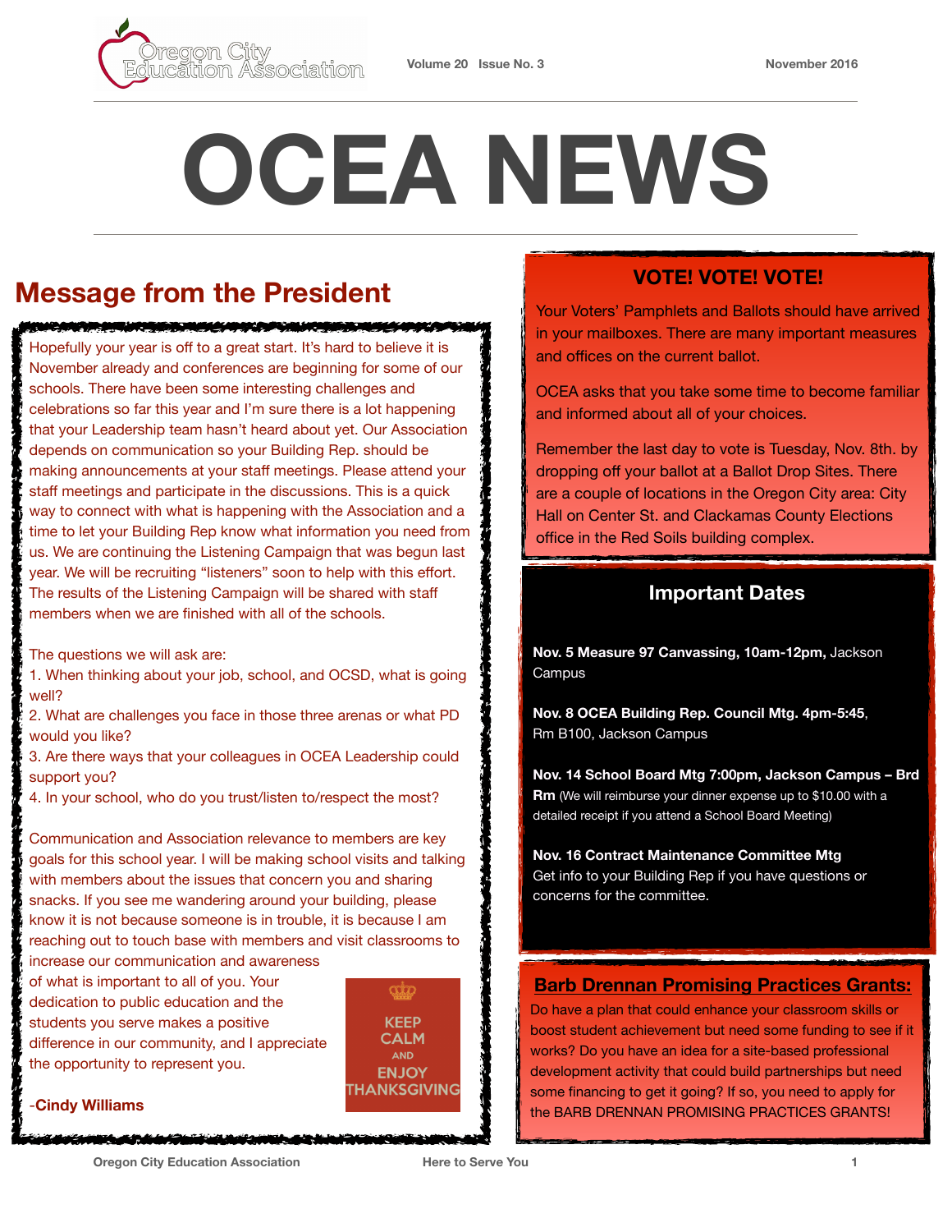Oregon City Education Association

Volume 20 Issue No. 3 November 2016

# OCEA NEWS

## Message from the President

Hopefully your year is off to a great start. It's hard to believe it is November already and conferences are beginning for some of our schools. There have been some interesting challenges and celebrations so far this year and I'm sure there is a lot happening that your Leadership team hasn't heard about yet. Our Association depends on communication so your Building Rep. should be making announcements at your staff meetings. Please attend your staff meetings and participate in the discussions. This is a quick way to connect with what is happening with the Association and a time to let your Building Rep know what information you need from us. We are continuing the Listening Campaign that was begun last year. We will be recruiting "listeners" soon to help with this effort. The results of the Listening Campaign will be shared with staff members when we are finished with all of the schools.

The questions we will ask are:

1. When thinking about your job, school, and OCSD, what is going well?
2. What are challenges you face in those three arenas or what PD would you like?
3. Are there ways that your colleagues in OCEA Leadership could support you?
4. In your school, who do you trust/listen to/respect the most?

Communication and Association relevance to members are key goals for this school year. I will be making school visits and talking with members about the issues that concern you and sharing snacks. If you see me wandering around your building, please know it is not because someone is in trouble, it is because I am reaching out to touch base with members and visit classrooms to increase our communication and awareness of what is important to all of you. Your dedication to public education and the students you serve makes a positive difference in our community, and I appreciate the opportunity to represent you.

-**Cindy Williams**

KEEP CALM AND ENJOY THANKSGIVING

## VOTE! VOTE! VOTE!

Your Voters' Pamphlets and Ballots should have arrived in your mailboxes. There are many important measures and offices on the current ballot.

OCEA asks that you take some time to become familiar and informed about all of your choices.

Remember the last day to vote is Tuesday, Nov. 8th. by dropping off your ballot at a Ballot Drop Sites. There are a couple of locations in the Oregon City area: City Hall on Center St. and Clackamas County Elections office in the Red Soils building complex.

## Important Dates

**Nov. 5 Measure 97 Canvassing, 10am-12pm,** Jackson Campus

**Nov. 8 OCEA Building Rep. Council Mtg. 4pm-5:45**, Rm B100, Jackson Campus

**Nov. 14 School Board Mtg 7:00pm, Jackson Campus – Brd Rm** (We will reimburse your dinner expense up to $10.00 with a detailed receipt if you attend a School Board Meeting)

**Nov. 16 Contract Maintenance Committee Mtg**
Get info to your Building Rep if you have questions or concerns for the committee.

## Barb Drennan Promising Practices Grants:

Do have a plan that could enhance your classroom skills or boost student achievement but need some funding to see if it works? Do you have an idea for a site-based professional development activity that could build partnerships but need some financing to get it going? If so, you need to apply for the BARB DRENNAN PROMISING PRACTICES GRANTS!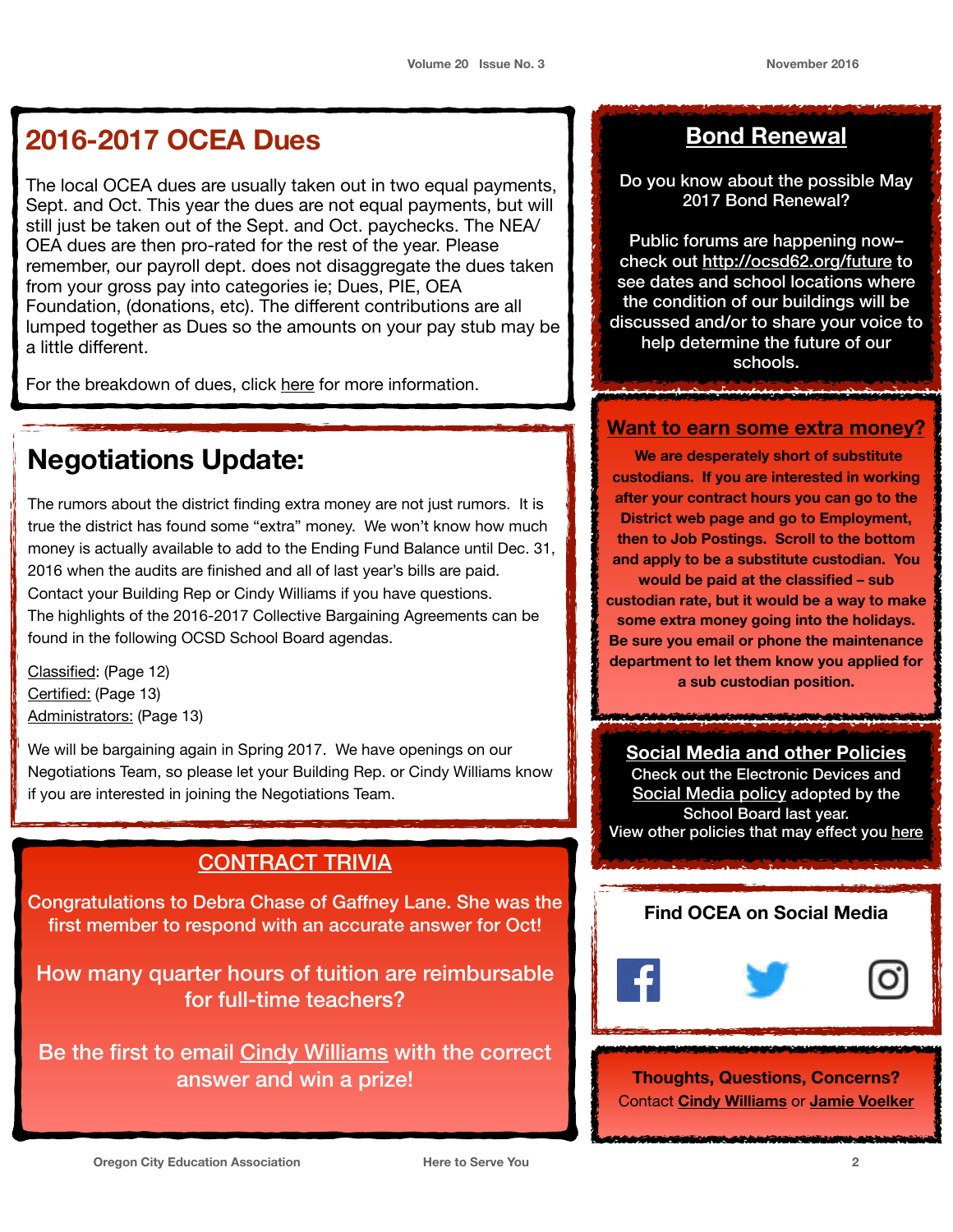## 2016-2017 OCEA Dues

The local OCEA dues are usually taken out in two equal payments, Sept. and Oct. This year the dues are not equal payments, but will still just be taken out of the Sept. and Oct. paychecks. The NEA/OEA dues are then pro-rated for the rest of the year. Please remember, our payroll dept. does not disaggregate the dues taken from your gross pay into categories ie; Dues, PIE, OEA Foundation, (donations, etc). The different contributions are all lumped together as Dues so the amounts on your pay stub may be a little different.

For the breakdown of dues, click here for more information.

## Negotiations Update:

The rumors about the district finding extra money are not just rumors. It is true the district has found some "extra" money. We won't know how much money is actually available to add to the Ending Fund Balance until Dec. 31, 2016 when the audits are finished and all of last year's bills are paid. Contact your Building Rep or Cindy Williams if you have questions. The highlights of the 2016-2017 Collective Bargaining Agreements can be found in the following OCSD School Board agendas.

Classified: (Page 12)
Certified: (Page 13)
Administrators: (Page 13)

We will be bargaining again in Spring 2017. We have openings on our Negotiations Team, so please let your Building Rep. or Cindy Williams know if you are interested in joining the Negotiations Team.

## CONTRACT TRIVIA

Congratulations to Debra Chase of Gaffney Lane. She was the first member to respond with an accurate answer for Oct!

How many quarter hours of tuition are reimbursable for full-time teachers?

Be the first to email Cindy Williams with the correct answer and win a prize!

## Bond Renewal

Do you know about the possible May 2017 Bond Renewal?

Public forums are happening now– check out http://ocsd62.org/future to see dates and school locations where the condition of our buildings will be discussed and/or to share your voice to help determine the future of our schools.

## Want to earn some extra money?

**We are desperately short of substitute custodians. If you are interested in working after your contract hours you can go to the District web page and go to Employment, then to Job Postings. Scroll to the bottom and apply to be a substitute custodian. You would be paid at the classified – sub custodian rate, but it would be a way to make some extra money going into the holidays. Be sure you email or phone the maintenance department to let them know you applied for a sub custodian position.**

## Social Media and other Policies

Check out the Electronic Devices and Social Media policy adopted by the School Board last year.
View other policies that may effect you here

## Find OCEA on Social Media

**Thoughts, Questions, Concerns?**
Contact **Cindy Williams** or **Jamie Voelker**